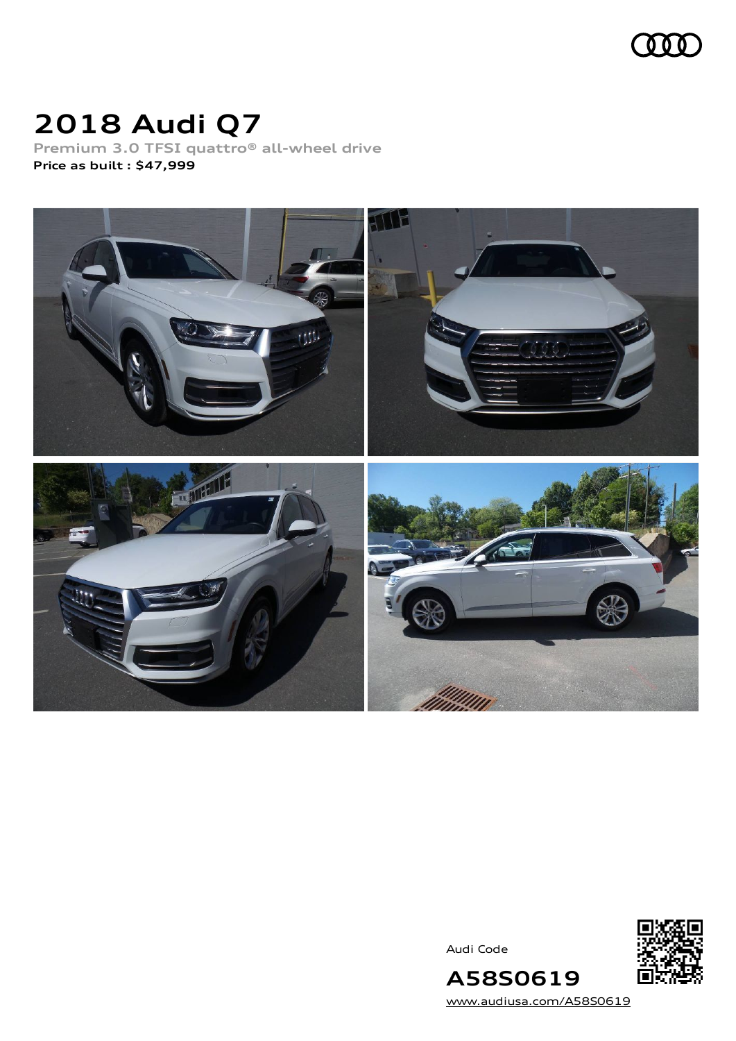# 2018 Audi Q7

Premium 3.0 TFSI quattro® all-wheel drive

**Price as built : $47,999**

Audi Code

**A58S0619**

www.audiusa.com/A58S0619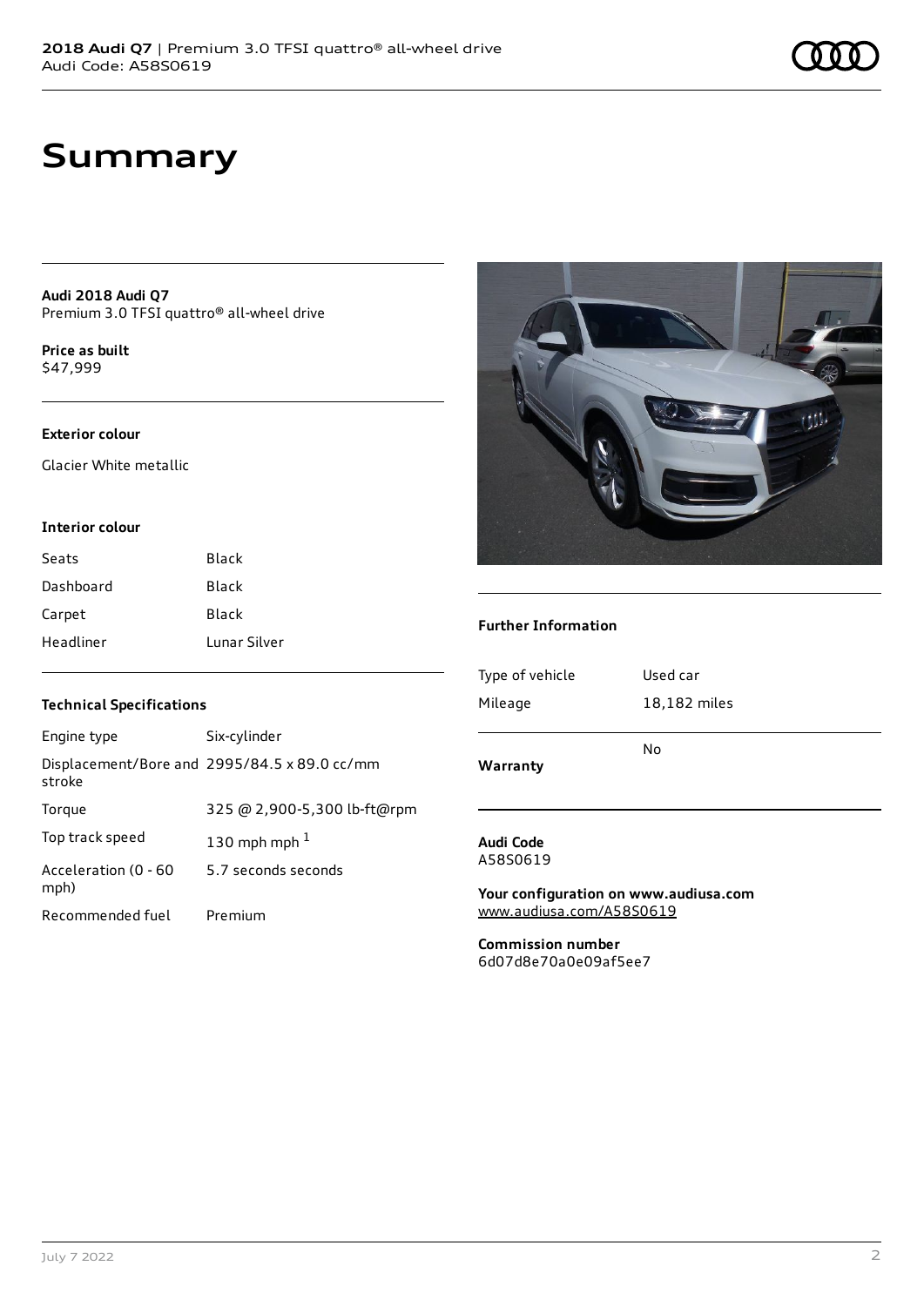# Summary

**Audi 2018 Audi Q7**
Premium 3.0 TFSI quattro® all-wheel drive

**Price as built**
$47,999

### Exterior colour

Glacier White metallic

### Interior colour

| | |
|---|---|
| Seats | Black |
| Dashboard | Black |
| Carpet | Black |
| Headliner | Lunar Silver |

### Technical Specifications

| | |
|---|---|
| Engine type | Six-cylinder |
| Displacement/Bore and stroke | 2995/84.5 x 89.0 cc/mm |
| Torque | 325 @ 2,900-5,300 lb-ft@rpm |
| Top track speed | 130 mph mph [1] |
| Acceleration (0 - 60 mph) | 5.7 seconds seconds |
| Recommended fuel | Premium |

### Further Information

| | |
|---|---|
| Type of vehicle | Used car |
| Mileage | 18,182 miles |
| **Warranty** | No |

**Audi Code**
A58S0619

**Your configuration on www.audiusa.com**
www.audiusa.com/A58S0619

**Commission number**
6d07d8e70a0e09af5ee7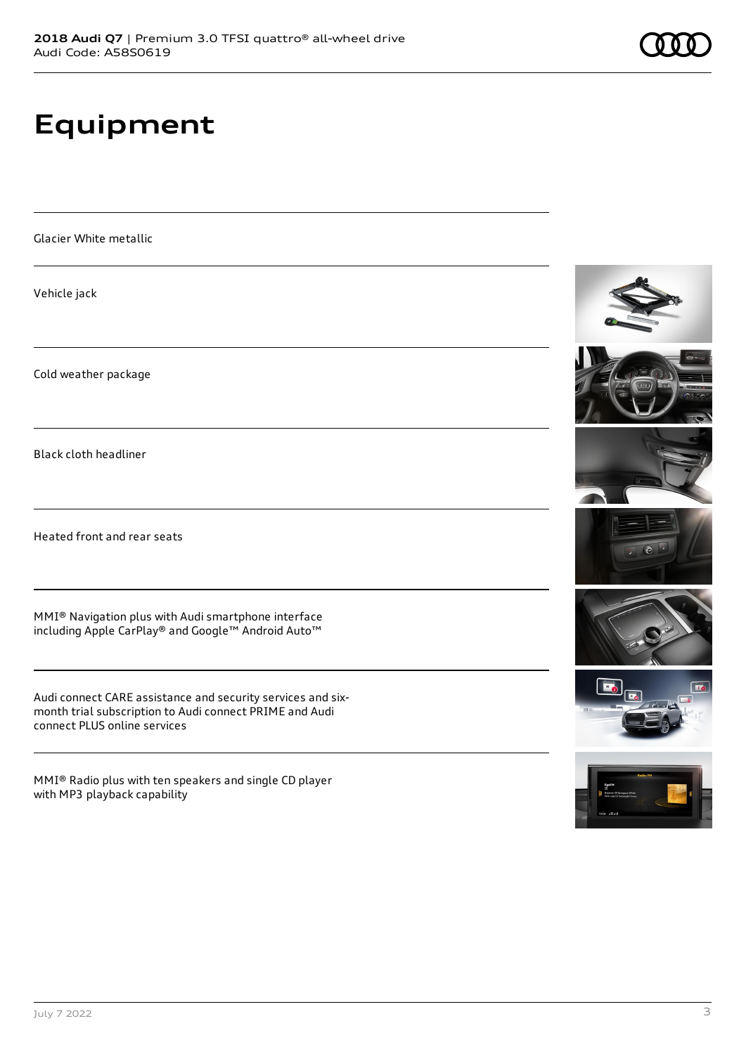# Equipment

Glacier White metallic

Vehicle jack

Cold weather package

Black cloth headliner

Heated front and rear seats

MMI® Navigation plus with Audi smartphone interface including Apple CarPlay® and Google™ Android Auto™

Audi connect CARE assistance and security services and six-month trial subscription to Audi connect PRIME and Audi connect PLUS online services

MMI® Radio plus with ten speakers and single CD player with MP3 playback capability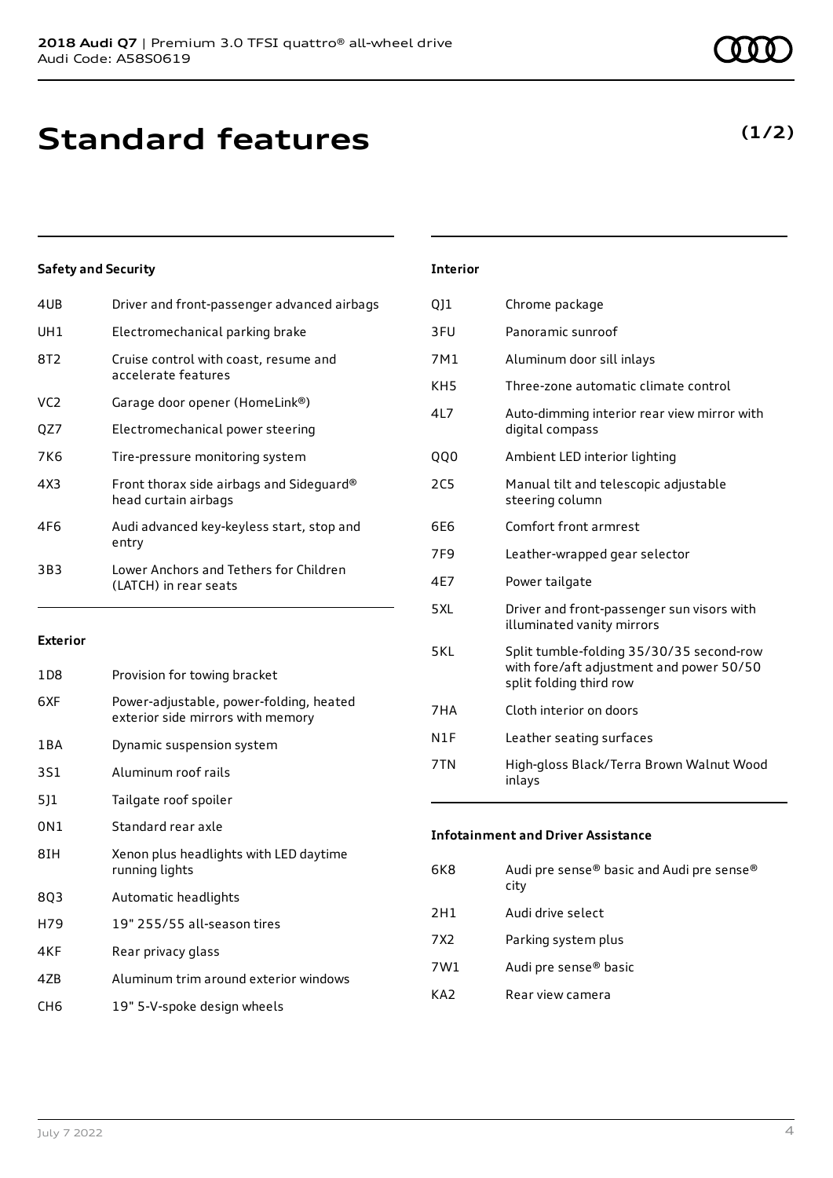# Standard features

**(1/2)**

### Safety and Security

| | |
|---|---|
| 4UB | Driver and front-passenger advanced airbags |
| UH1 | Electromechanical parking brake |
| 8T2 | Cruise control with coast, resume and accelerate features |
| VC2 | Garage door opener (HomeLink®) |
| QZ7 | Electromechanical power steering |
| 7K6 | Tire-pressure monitoring system |
| 4X3 | Front thorax side airbags and Sideguard® head curtain airbags |
| 4F6 | Audi advanced key-keyless start, stop and entry |
| 3B3 | Lower Anchors and Tethers for Children (LATCH) in rear seats |

### Exterior

| | |
|---|---|
| 1D8 | Provision for towing bracket |
| 6XF | Power-adjustable, power-folding, heated exterior side mirrors with memory |
| 1BA | Dynamic suspension system |
| 3S1 | Aluminum roof rails |
| 5J1 | Tailgate roof spoiler |
| 0N1 | Standard rear axle |
| 8IH | Xenon plus headlights with LED daytime running lights |
| 8Q3 | Automatic headlights |
| H79 | 19" 255/55 all-season tires |
| 4KF | Rear privacy glass |
| 4ZB | Aluminum trim around exterior windows |
| CH6 | 19" 5-V-spoke design wheels |

### Interior

| | |
|---|---|
| QJ1 | Chrome package |
| 3FU | Panoramic sunroof |
| 7M1 | Aluminum door sill inlays |
| KH5 | Three-zone automatic climate control |
| 4L7 | Auto-dimming interior rear view mirror with digital compass |
| QQ0 | Ambient LED interior lighting |
| 2C5 | Manual tilt and telescopic adjustable steering column |
| 6E6 | Comfort front armrest |
| 7F9 | Leather-wrapped gear selector |
| 4E7 | Power tailgate |
| 5XL | Driver and front-passenger sun visors with illuminated vanity mirrors |
| 5KL | Split tumble-folding 35/30/35 second-row with fore/aft adjustment and power 50/50 split folding third row |
| 7HA | Cloth interior on doors |
| N1F | Leather seating surfaces |
| 7TN | High-gloss Black/Terra Brown Walnut Wood inlays |

### Infotainment and Driver Assistance

| | |
|---|---|
| 6K8 | Audi pre sense® basic and Audi pre sense® city |
| 2H1 | Audi drive select |
| 7X2 | Parking system plus |
| 7W1 | Audi pre sense® basic |
| KA2 | Rear view camera |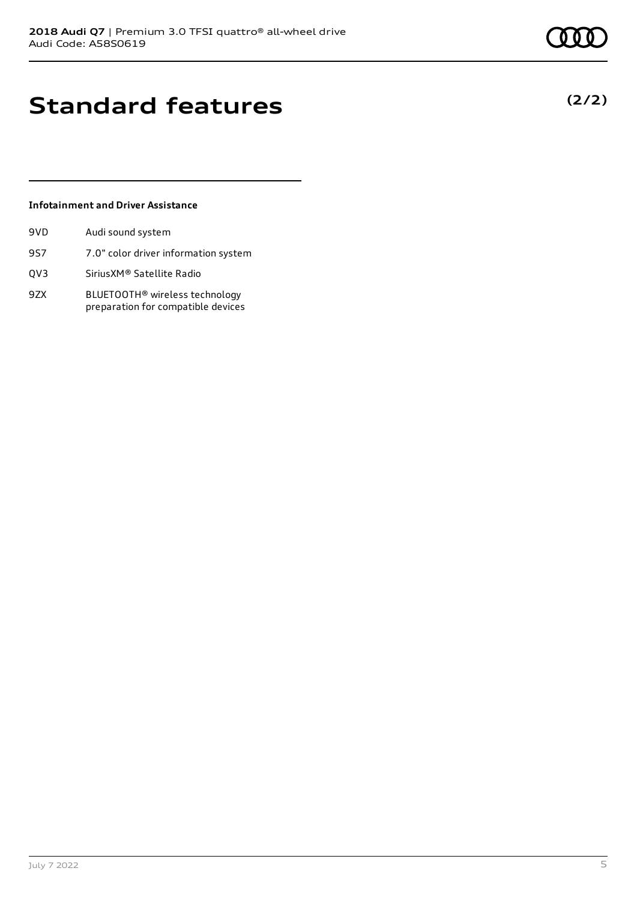# Standard features

**(2/2)**

### Infotainment and Driver Assistance

| | |
|---|---|
| 9VD | Audi sound system |
| 9S7 | 7.0" color driver information system |
| QV3 | SiriusXM® Satellite Radio |
| 9ZX | BLUETOOTH® wireless technology preparation for compatible devices |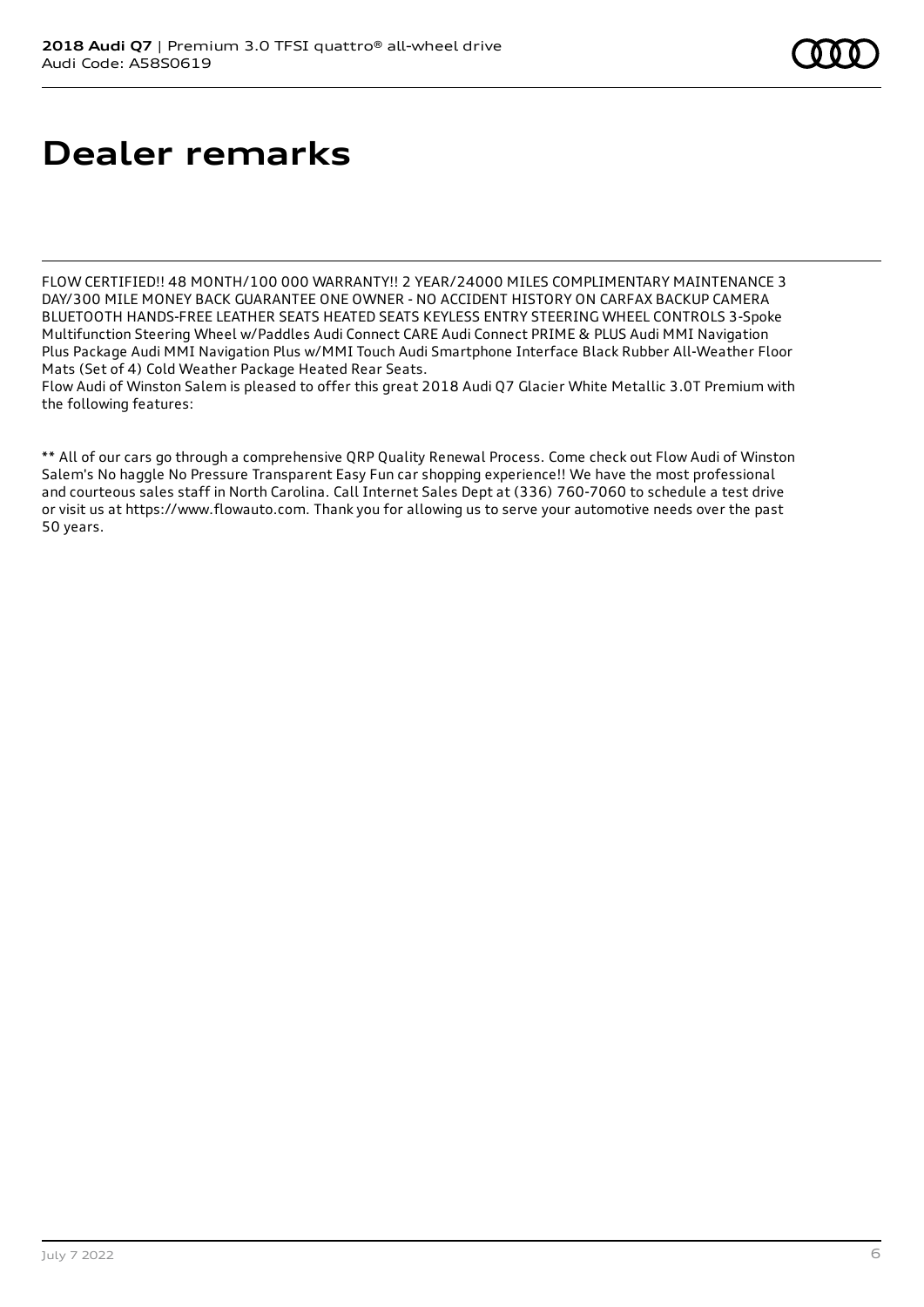# Dealer remarks

FLOW CERTIFIED!! 48 MONTH/100 000 WARRANTY!! 2 YEAR/24000 MILES COMPLIMENTARY MAINTENANCE 3 DAY/300 MILE MONEY BACK GUARANTEE ONE OWNER - NO ACCIDENT HISTORY ON CARFAX BACKUP CAMERA BLUETOOTH HANDS-FREE LEATHER SEATS HEATED SEATS KEYLESS ENTRY STEERING WHEEL CONTROLS 3-Spoke Multifunction Steering Wheel w/Paddles Audi Connect CARE Audi Connect PRIME & PLUS Audi MMI Navigation Plus Package Audi MMI Navigation Plus w/MMI Touch Audi Smartphone Interface Black Rubber All-Weather Floor Mats (Set of 4) Cold Weather Package Heated Rear Seats.
Flow Audi of Winston Salem is pleased to offer this great 2018 Audi Q7 Glacier White Metallic 3.0T Premium with the following features:

** All of our cars go through a comprehensive QRP Quality Renewal Process. Come check out Flow Audi of Winston Salem's No haggle No Pressure Transparent Easy Fun car shopping experience!! We have the most professional and courteous sales staff in North Carolina. Call Internet Sales Dept at (336) 760-7060 to schedule a test drive or visit us at https://www.flowauto.com. Thank you for allowing us to serve your automotive needs over the past 50 years.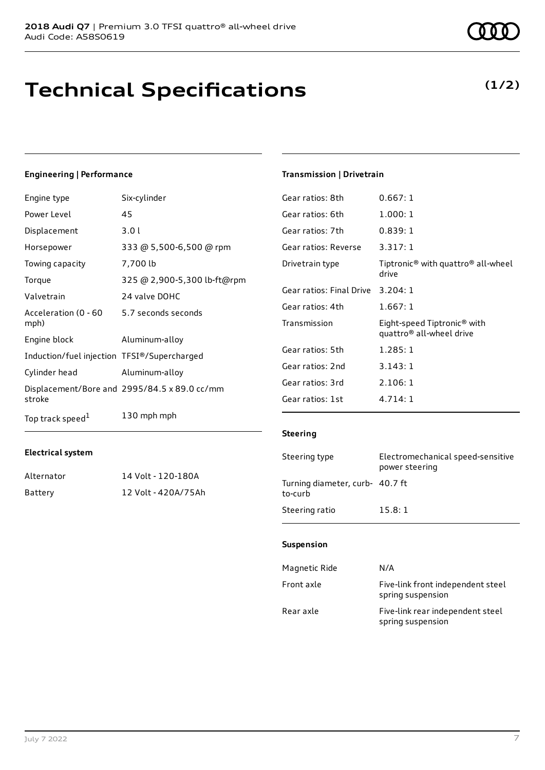# Technical Specifications

**(1/2)**

### Engineering | Performance

| | |
|---|---|
| Engine type | Six-cylinder |
| Power Level | 45 |
| Displacement | 3.0 l |
| Horsepower | 333 @ 5,500-6,500 @ rpm |
| Towing capacity | 7,700 lb |
| Torque | 325 @ 2,900-5,300 lb-ft@rpm |
| Valvetrain | 24 valve DOHC |
| Acceleration (0 - 60 mph) | 5.7 seconds seconds |
| Engine block | Aluminum-alloy |
| Induction/fuel injection | TFSI®/Supercharged |
| Cylinder head | Aluminum-alloy |
| Displacement/Bore and stroke | 2995/84.5 x 89.0 cc/mm |
| Top track speed[1] | 130 mph mph |

### Electrical system

| | |
|---|---|
| Alternator | 14 Volt - 120-180A |
| Battery | 12 Volt - 420A/75Ah |

### Transmission | Drivetrain

| | |
|---|---|
| Gear ratios: 8th | 0.667: 1 |
| Gear ratios: 6th | 1.000: 1 |
| Gear ratios: 7th | 0.839: 1 |
| Gear ratios: Reverse | 3.317: 1 |
| Drivetrain type | Tiptronic® with quattro® all-wheel drive |
| Gear ratios: Final Drive | 3.204: 1 |
| Gear ratios: 4th | 1.667: 1 |
| Transmission | Eight-speed Tiptronic® with quattro® all-wheel drive |
| Gear ratios: 5th | 1.285: 1 |
| Gear ratios: 2nd | 3.143: 1 |
| Gear ratios: 3rd | 2.106: 1 |
| Gear ratios: 1st | 4.714: 1 |

### Steering

| | |
|---|---|
| Steering type | Electromechanical speed-sensitive power steering |
| Turning diameter, curb-to-curb | 40.7 ft |
| Steering ratio | 15.8: 1 |

### Suspension

| | |
|---|---|
| Magnetic Ride | N/A |
| Front axle | Five-link front independent steel spring suspension |
| Rear axle | Five-link rear independent steel spring suspension |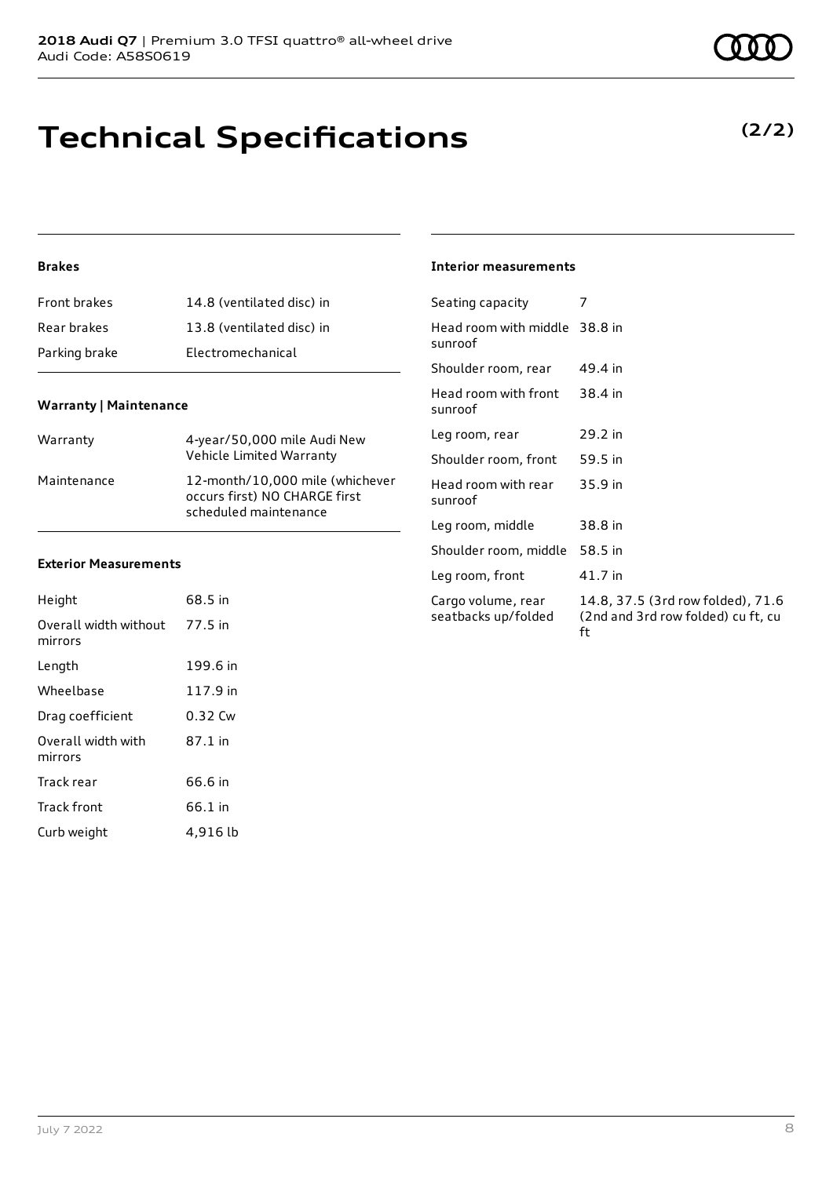# Technical Specifications

**(2/2)**

### Brakes

| | |
|---|---|
| Front brakes | 14.8 (ventilated disc) in |
| Rear brakes | 13.8 (ventilated disc) in |
| Parking brake | Electromechanical |

### Warranty | Maintenance

| | |
|---|---|
| Warranty | 4-year/50,000 mile Audi New Vehicle Limited Warranty |
| Maintenance | 12-month/10,000 mile (whichever occurs first) NO CHARGE first scheduled maintenance |

### Exterior Measurements

| | |
|---|---|
| Height | 68.5 in |
| Overall width without mirrors | 77.5 in |
| Length | 199.6 in |
| Wheelbase | 117.9 in |
| Drag coefficient | 0.32 Cw |
| Overall width with mirrors | 87.1 in |
| Track rear | 66.6 in |
| Track front | 66.1 in |
| Curb weight | 4,916 lb |

### Interior measurements

| | |
|---|---|
| Seating capacity | 7 |
| Head room with middle sunroof | 38.8 in |
| Shoulder room, rear | 49.4 in |
| Head room with front sunroof | 38.4 in |
| Leg room, rear | 29.2 in |
| Shoulder room, front | 59.5 in |
| Head room with rear sunroof | 35.9 in |
| Leg room, middle | 38.8 in |
| Shoulder room, middle | 58.5 in |
| Leg room, front | 41.7 in |
| Cargo volume, rear seatbacks up/folded | 14.8, 37.5 (3rd row folded), 71.6 (2nd and 3rd row folded) cu ft, cu ft |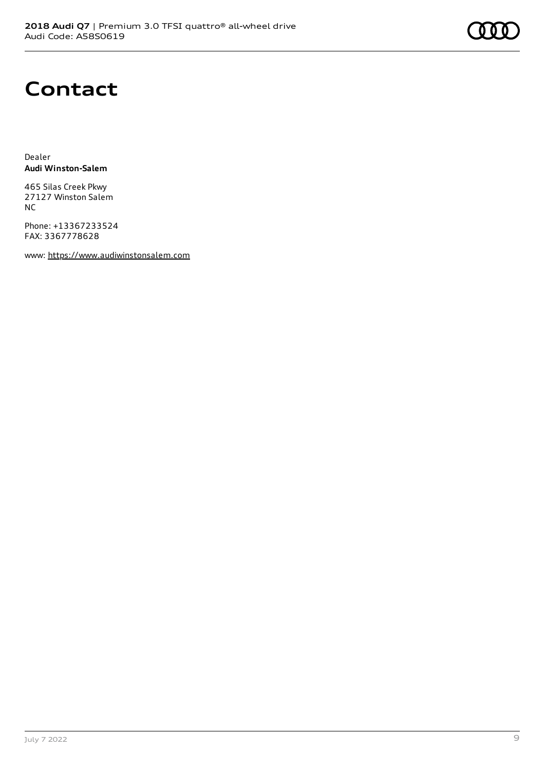# Contact

Dealer
**Audi Winston-Salem**

465 Silas Creek Pkwy
27127 Winston Salem
NC

Phone: +13367233524
FAX: 3367778628

www: https://www.audiwinstonsalem.com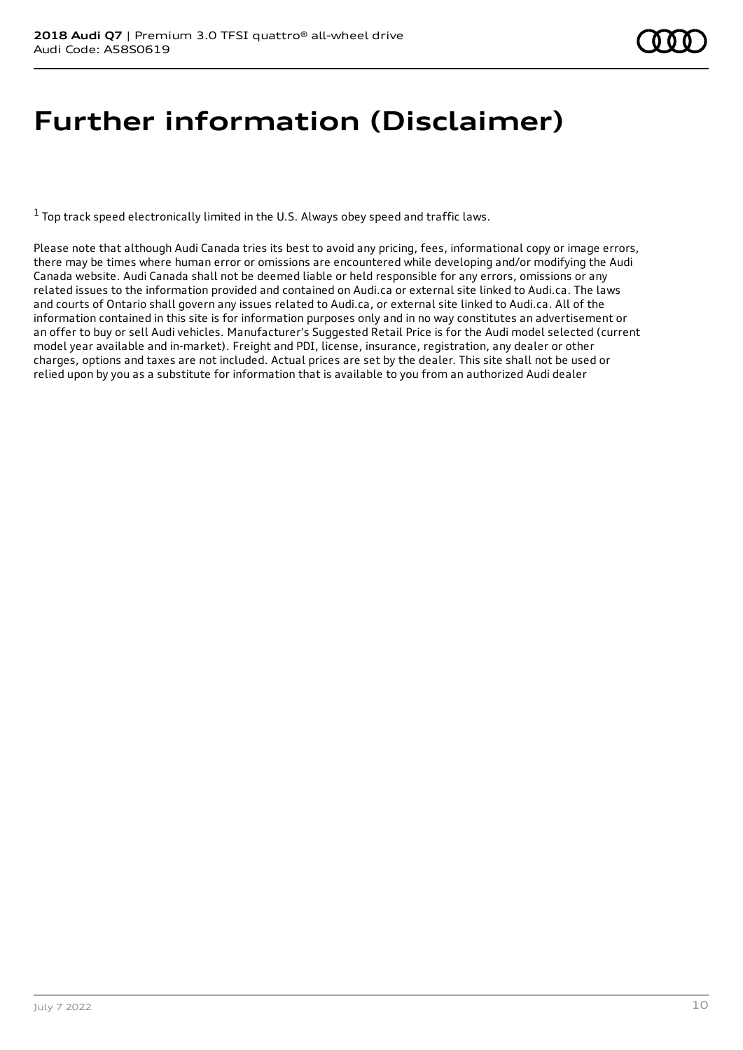# Further information (Disclaimer)

[1] Top track speed electronically limited in the U.S. Always obey speed and traffic laws.

Please note that although Audi Canada tries its best to avoid any pricing, fees, informational copy or image errors, there may be times where human error or omissions are encountered while developing and/or modifying the Audi Canada website. Audi Canada shall not be deemed liable or held responsible for any errors, omissions or any related issues to the information provided and contained on Audi.ca or external site linked to Audi.ca. The laws and courts of Ontario shall govern any issues related to Audi.ca, or external site linked to Audi.ca. All of the information contained in this site is for information purposes only and in no way constitutes an advertisement or an offer to buy or sell Audi vehicles. Manufacturer's Suggested Retail Price is for the Audi model selected (current model year available and in-market). Freight and PDI, license, insurance, registration, any dealer or other charges, options and taxes are not included. Actual prices are set by the dealer. This site shall not be used or relied upon by you as a substitute for information that is available to you from an authorized Audi dealer